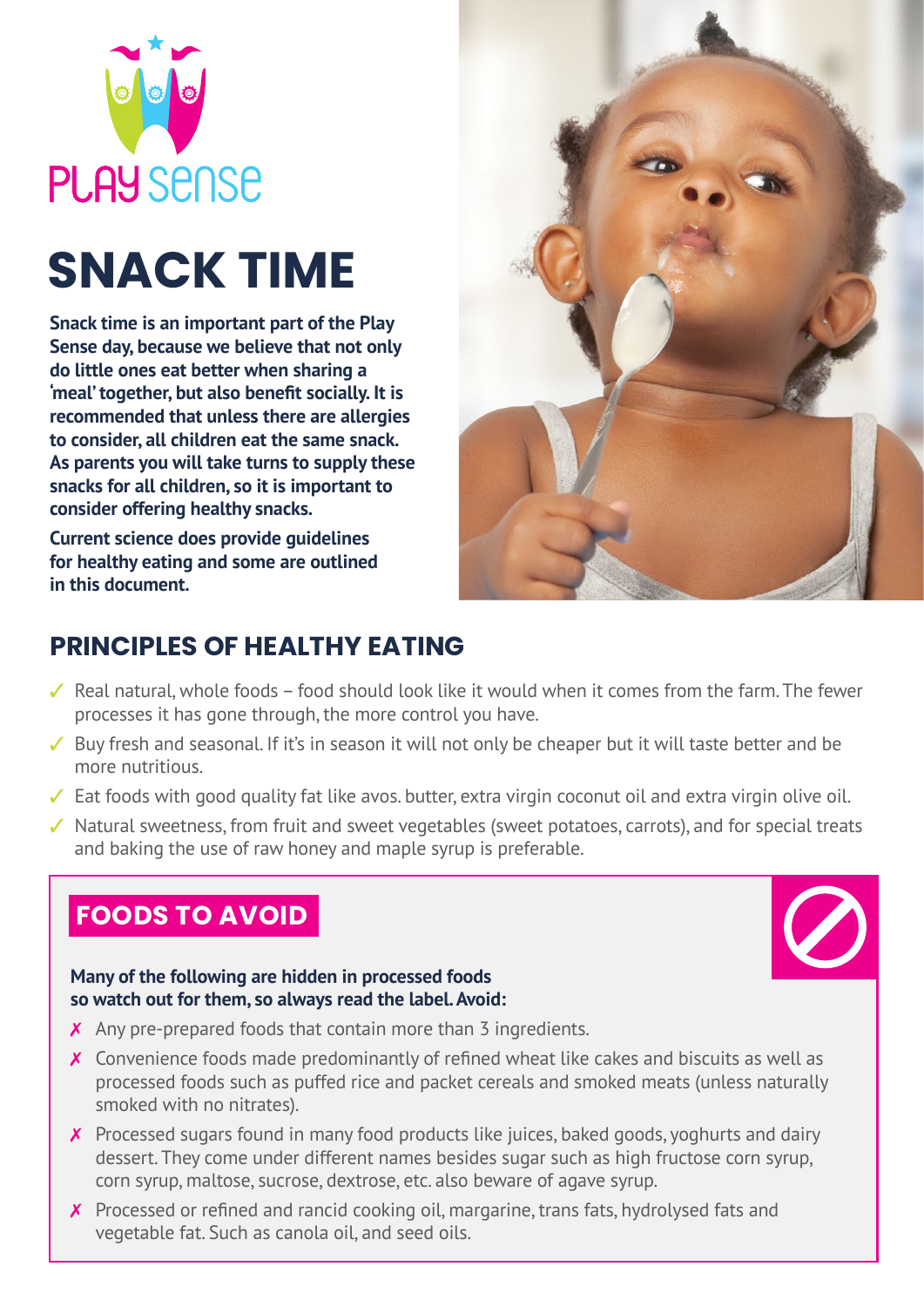PLAY SENSE

# SNACK TIME

**Snack time is an important part of the Play Sense day, because we believe that not only do little ones eat better when sharing a 'meal' together, but also benefit socially. It is recommended that unless there are allergies to consider, all children eat the same snack. As parents you will take turns to supply these snacks for all children, so it is important to consider offering healthy snacks.**

**Current science does provide guidelines for healthy eating and some are outlined in this document.**

## PRINCIPLES OF HEALTHY EATING

- ✓ Real natural, whole foods – food should look like it would when it comes from the farm. The fewer processes it has gone through, the more control you have.
- ✓ Buy fresh and seasonal. If it's in season it will not only be cheaper but it will taste better and be more nutritious.
- ✓ Eat foods with good quality fat like avos. butter, extra virgin coconut oil and extra virgin olive oil.
- ✓ Natural sweetness, from fruit and sweet vegetables (sweet potatoes, carrots), and for special treats and baking the use of raw honey and maple syrup is preferable.

## FOODS TO AVOID

**Many of the following are hidden in processed foods so watch out for them, so always read the label. Avoid:**

- ✗ Any pre-prepared foods that contain more than 3 ingredients.
- ✗ Convenience foods made predominantly of refined wheat like cakes and biscuits as well as processed foods such as puffed rice and packet cereals and smoked meats (unless naturally smoked with no nitrates).
- ✗ Processed sugars found in many food products like juices, baked goods, yoghurts and dairy dessert. They come under different names besides sugar such as high fructose corn syrup, corn syrup, maltose, sucrose, dextrose, etc. also beware of agave syrup.
- ✗ Processed or refined and rancid cooking oil, margarine, trans fats, hydrolysed fats and vegetable fat. Such as canola oil, and seed oils.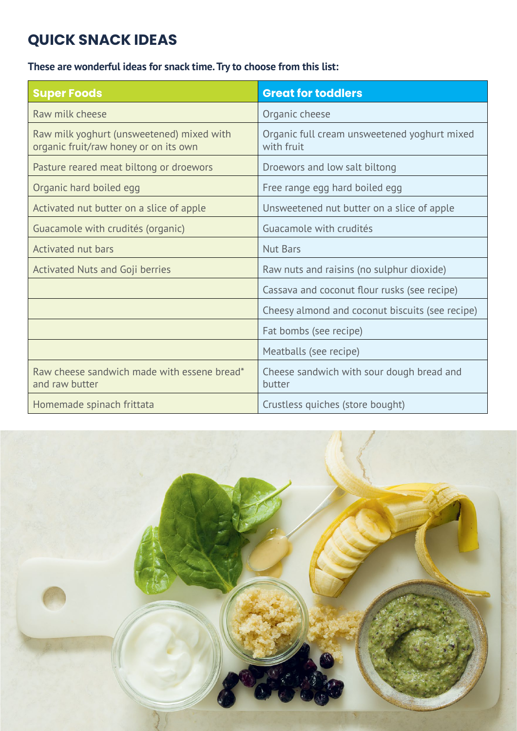## QUICK SNACK IDEAS

**These are wonderful ideas for snack time. Try to choose from this list:**

| Super Foods | Great for toddlers |
|---|---|
| Raw milk cheese | Organic cheese |
| Raw milk yoghurt (unsweetened) mixed with organic fruit/raw honey or on its own | Organic full cream unsweetened yoghurt mixed with fruit |
| Pasture reared meat biltong or droewors | Droewors and low salt biltong |
| Organic hard boiled egg | Free range egg hard boiled egg |
| Activated nut butter on a slice of apple | Unsweetened nut butter on a slice of apple |
| Guacamole with crudités (organic) | Guacamole with crudités |
| Activated nut bars | Nut Bars |
| Activated Nuts and Goji berries | Raw nuts and raisins (no sulphur dioxide) |
| | Cassava and coconut flour rusks (see recipe) |
| | Cheesy almond and coconut biscuits (see recipe) |
| | Fat bombs (see recipe) |
| | Meatballs (see recipe) |
| Raw cheese sandwich made with essene bread* and raw butter | Cheese sandwich with sour dough bread and butter |
| Homemade spinach frittata | Crustless quiches (store bought) |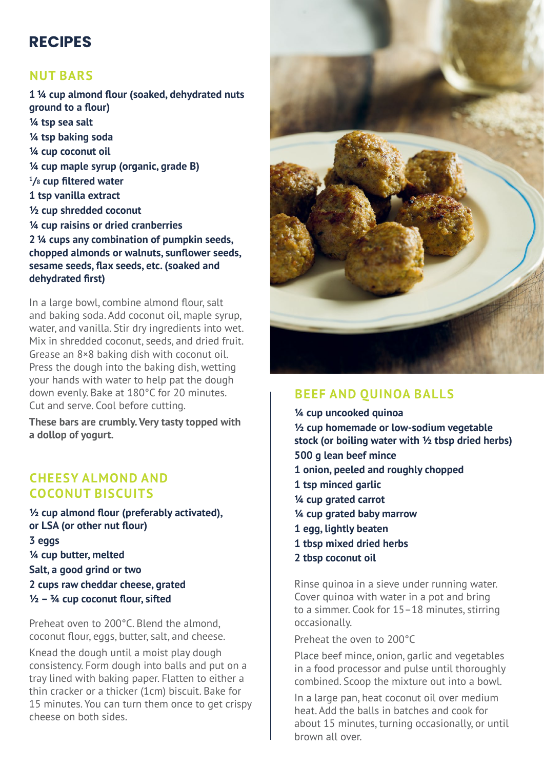# RECIPES

## NUT BARS

**1 ¼ cup almond flour (soaked, dehydrated nuts ground to a flour)**
**¼ tsp sea salt**
**¼ tsp baking soda**
**¼ cup coconut oil**
**¼ cup maple syrup (organic, grade B)**
**⅛ cup filtered water**
**1 tsp vanilla extract**
**½ cup shredded coconut**
**¼ cup raisins or dried cranberries**
**2 ¼ cups any combination of pumpkin seeds, chopped almonds or walnuts, sunflower seeds, sesame seeds, flax seeds, etc. (soaked and dehydrated first)**

In a large bowl, combine almond flour, salt and baking soda. Add coconut oil, maple syrup, water, and vanilla. Stir dry ingredients into wet. Mix in shredded coconut, seeds, and dried fruit. Grease an 8×8 baking dish with coconut oil. Press the dough into the baking dish, wetting your hands with water to help pat the dough down evenly. Bake at 180°C for 20 minutes. Cut and serve. Cool before cutting.

**These bars are crumbly. Very tasty topped with a dollop of yogurt.**

## CHEESY ALMOND AND COCONUT BISCUITS

**½ cup almond flour (preferably activated), or LSA (or other nut flour)**
**3 eggs**
**¼ cup butter, melted**
**Salt, a good grind or two**
**2 cups raw cheddar cheese, grated**
**½ – ¾ cup coconut flour, sifted**

Preheat oven to 200°C. Blend the almond, coconut flour, eggs, butter, salt, and cheese.

Knead the dough until a moist play dough consistency. Form dough into balls and put on a tray lined with baking paper. Flatten to either a thin cracker or a thicker (1cm) biscuit. Bake for 15 minutes. You can turn them once to get crispy cheese on both sides.

## BEEF AND QUINOA BALLS

**¼ cup uncooked quinoa**
**½ cup homemade or low-sodium vegetable stock (or boiling water with ½ tbsp dried herbs)**
**500 g lean beef mince**
**1 onion, peeled and roughly chopped**
**1 tsp minced garlic**
**¼ cup grated carrot**
**¼ cup grated baby marrow**
**1 egg, lightly beaten**
**1 tbsp mixed dried herbs**
**2 tbsp coconut oil**

Rinse quinoa in a sieve under running water. Cover quinoa with water in a pot and bring to a simmer. Cook for 15–18 minutes, stirring occasionally.

Preheat the oven to 200°C

Place beef mince, onion, garlic and vegetables in a food processor and pulse until thoroughly combined. Scoop the mixture out into a bowl.

In a large pan, heat coconut oil over medium heat. Add the balls in batches and cook for about 15 minutes, turning occasionally, or until brown all over.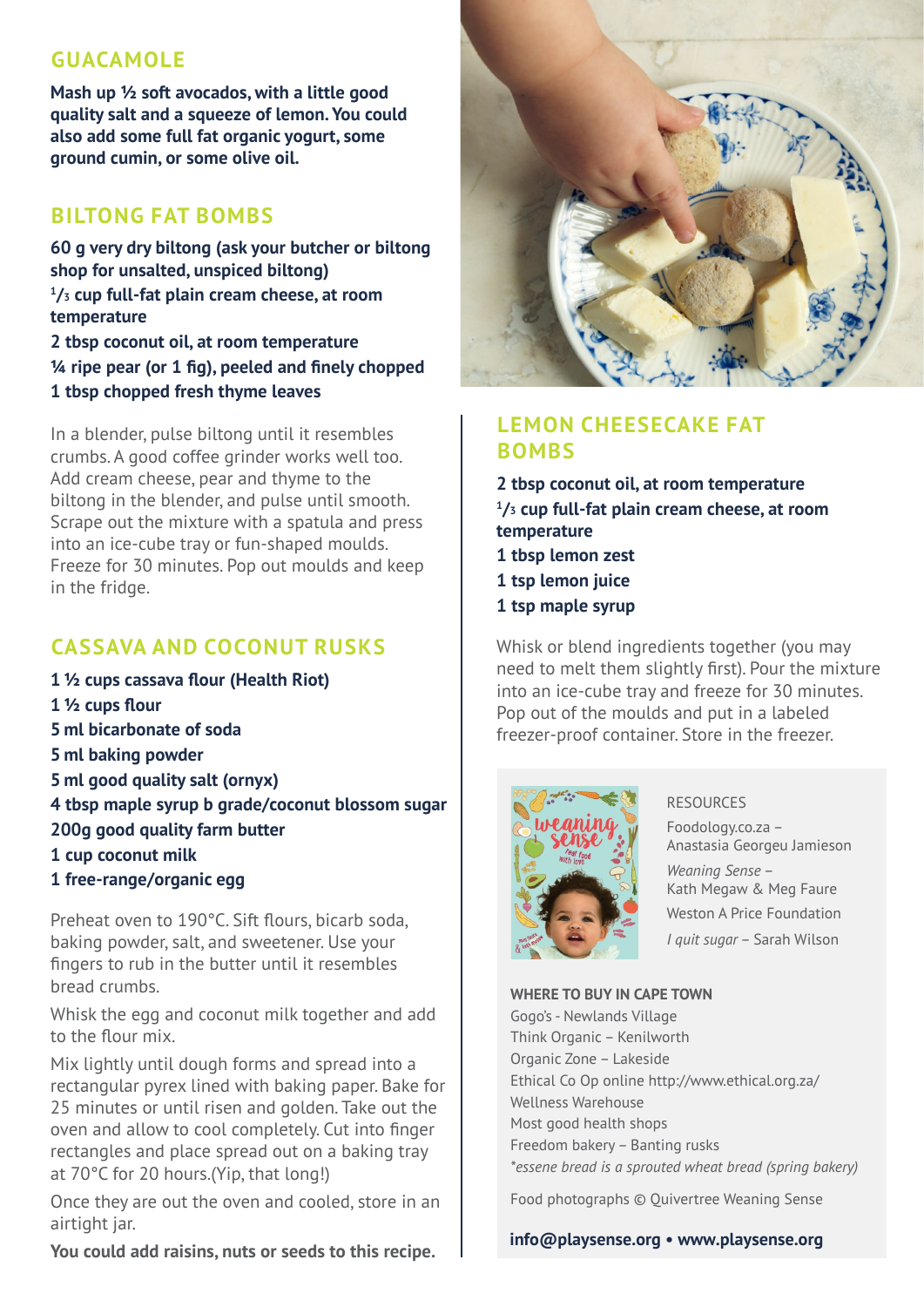## GUACAMOLE

**Mash up ½ soft avocados, with a little good quality salt and a squeeze of lemon. You could also add some full fat organic yogurt, some ground cumin, or some olive oil.**

## BILTONG FAT BOMBS

**60 g very dry biltong (ask your butcher or biltong shop for unsalted, unspiced biltong)**
**1/3 cup full-fat plain cream cheese, at room temperature**
**2 tbsp coconut oil, at room temperature**
**¼ ripe pear (or 1 fig), peeled and finely chopped**
**1 tbsp chopped fresh thyme leaves**

In a blender, pulse biltong until it resembles crumbs. A good coffee grinder works well too. Add cream cheese, pear and thyme to the biltong in the blender, and pulse until smooth. Scrape out the mixture with a spatula and press into an ice-cube tray or fun-shaped moulds. Freeze for 30 minutes. Pop out moulds and keep in the fridge.

## CASSAVA AND COCONUT RUSKS

**1 ½ cups cassava flour (Health Riot)**
**1 ½ cups flour**
**5 ml bicarbonate of soda**
**5 ml baking powder**
**5 ml good quality salt (ornyx)**
**4 tbsp maple syrup b grade/coconut blossom sugar**
**200g good quality farm butter**
**1 cup coconut milk**
**1 free-range/organic egg**

Preheat oven to 190°C. Sift flours, bicarb soda, baking powder, salt, and sweetener. Use your fingers to rub in the butter until it resembles bread crumbs.

Whisk the egg and coconut milk together and add to the flour mix.

Mix lightly until dough forms and spread into a rectangular pyrex lined with baking paper. Bake for 25 minutes or until risen and golden. Take out the oven and allow to cool completely. Cut into finger rectangles and place spread out on a baking tray at 70°C for 20 hours.(Yip, that long!)

Once they are out the oven and cooled, store in an airtight jar.

**You could add raisins, nuts or seeds to this recipe.**

## LEMON CHEESECAKE FAT BOMBS

**2 tbsp coconut oil, at room temperature**
**1/3 cup full-fat plain cream cheese, at room temperature**
**1 tbsp lemon zest**
**1 tsp lemon juice**
**1 tsp maple syrup**

Whisk or blend ingredients together (you may need to melt them slightly first). Pour the mixture into an ice-cube tray and freeze for 30 minutes. Pop out of the moulds and put in a labeled freezer-proof container. Store in the freezer.

RESOURCES

Foodology.co.za – Anastasia Georgeu Jamieson

*Weaning Sense* – Kath Megaw & Meg Faure

Weston A Price Foundation

*I quit sugar* – Sarah Wilson

**WHERE TO BUY IN CAPE TOWN**

Gogo's - Newlands Village
Think Organic – Kenilworth
Organic Zone – Lakeside
Ethical Co Op online http://www.ethical.org.za/
Wellness Warehouse
Most good health shops
Freedom bakery – Banting rusks
*\*essene bread is a sprouted wheat bread (spring bakery)*

Food photographs © Quivertree Weaning Sense

**info@playsense.org • www.playsense.org**